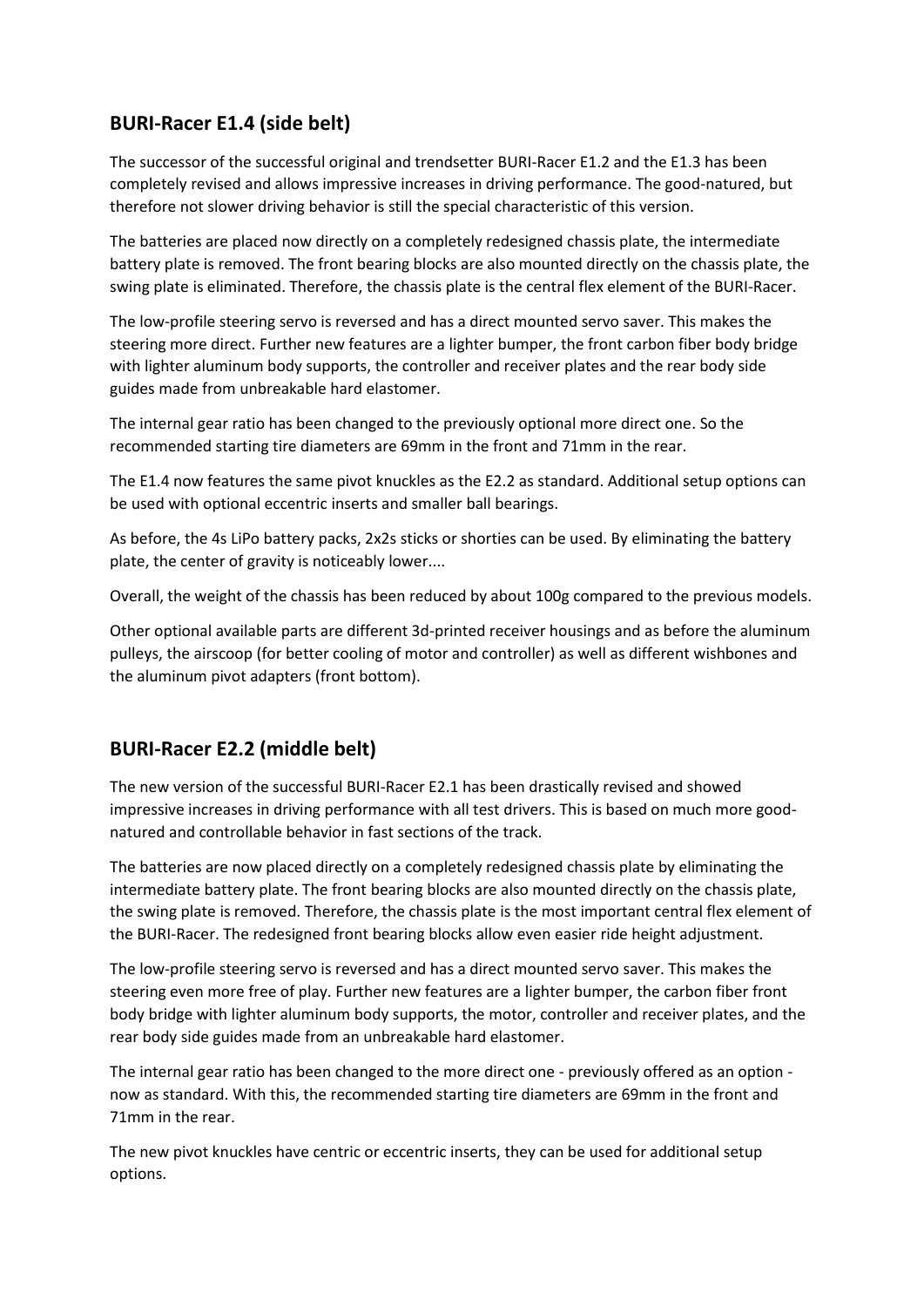## BURI-Racer E1.4 (side belt)

The successor of the successful original and trendsetter BURI-Racer E1.2 and the E1.3 has been completely revised and allows impressive increases in driving performance. The good-natured, but therefore not slower driving behavior is still the special characteristic of this version.

The batteries are placed now directly on a completely redesigned chassis plate, the intermediate battery plate is removed. The front bearing blocks are also mounted directly on the chassis plate, the swing plate is eliminated. Therefore, the chassis plate is the central flex element of the BURI-Racer.

The low-profile steering servo is reversed and has a direct mounted servo saver. This makes the steering more direct. Further new features are a lighter bumper, the front carbon fiber body bridge with lighter aluminum body supports, the controller and receiver plates and the rear body side guides made from unbreakable hard elastomer.

The internal gear ratio has been changed to the previously optional more direct one. So the recommended starting tire diameters are 69mm in the front and 71mm in the rear.

The E1.4 now features the same pivot knuckles as the E2.2 as standard. Additional setup options can be used with optional eccentric inserts and smaller ball bearings.

As before, the 4s LiPo battery packs, 2x2s sticks or shorties can be used. By eliminating the battery plate, the center of gravity is noticeably lower....

Overall, the weight of the chassis has been reduced by about 100g compared to the previous models.

Other optional available parts are different 3d-printed receiver housings and as before the aluminum pulleys, the airscoop (for better cooling of motor and controller) as well as different wishbones and the aluminum pivot adapters (front bottom).

## BURI-Racer E2.2 (middle belt)

The new version of the successful BURI-Racer E2.1 has been drastically revised and showed impressive increases in driving performance with all test drivers. This is based on much more good-natured and controllable behavior in fast sections of the track.

The batteries are now placed directly on a completely redesigned chassis plate by eliminating the intermediate battery plate. The front bearing blocks are also mounted directly on the chassis plate, the swing plate is removed. Therefore, the chassis plate is the most important central flex element of the BURI-Racer. The redesigned front bearing blocks allow even easier ride height adjustment.

The low-profile steering servo is reversed and has a direct mounted servo saver. This makes the steering even more free of play. Further new features are a lighter bumper, the carbon fiber front body bridge with lighter aluminum body supports, the motor, controller and receiver plates, and the rear body side guides made from an unbreakable hard elastomer.

The internal gear ratio has been changed to the more direct one - previously offered as an option - now as standard. With this, the recommended starting tire diameters are 69mm in the front and 71mm in the rear.

The new pivot knuckles have centric or eccentric inserts, they can be used for additional setup options.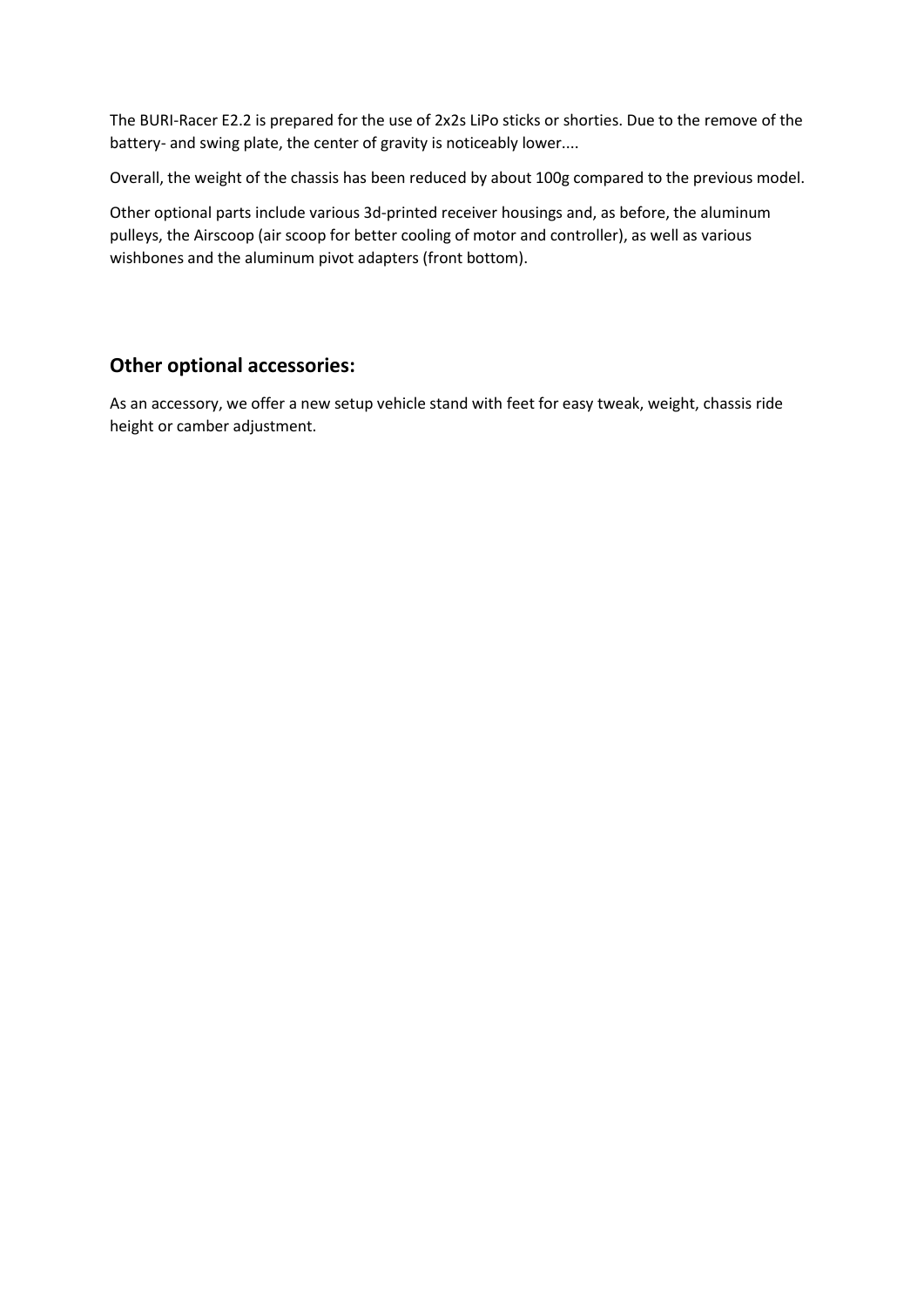The BURI-Racer E2.2 is prepared for the use of 2x2s LiPo sticks or shorties. Due to the remove of the battery- and swing plate, the center of gravity is noticeably lower....

Overall, the weight of the chassis has been reduced by about 100g compared to the previous model.

Other optional parts include various 3d-printed receiver housings and, as before, the aluminum pulleys, the Airscoop (air scoop for better cooling of motor and controller), as well as various wishbones and the aluminum pivot adapters (front bottom).

## Other optional accessories:

As an accessory, we offer a new setup vehicle stand with feet for easy tweak, weight, chassis ride height or camber adjustment.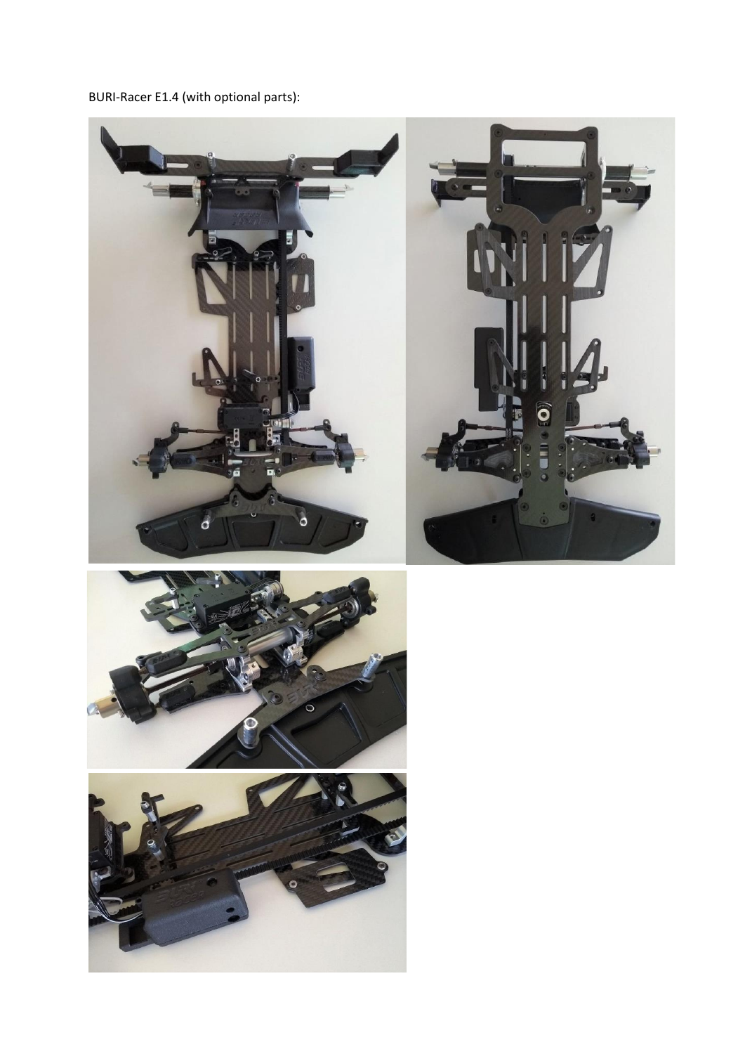BURI-Racer E1.4 (with optional parts):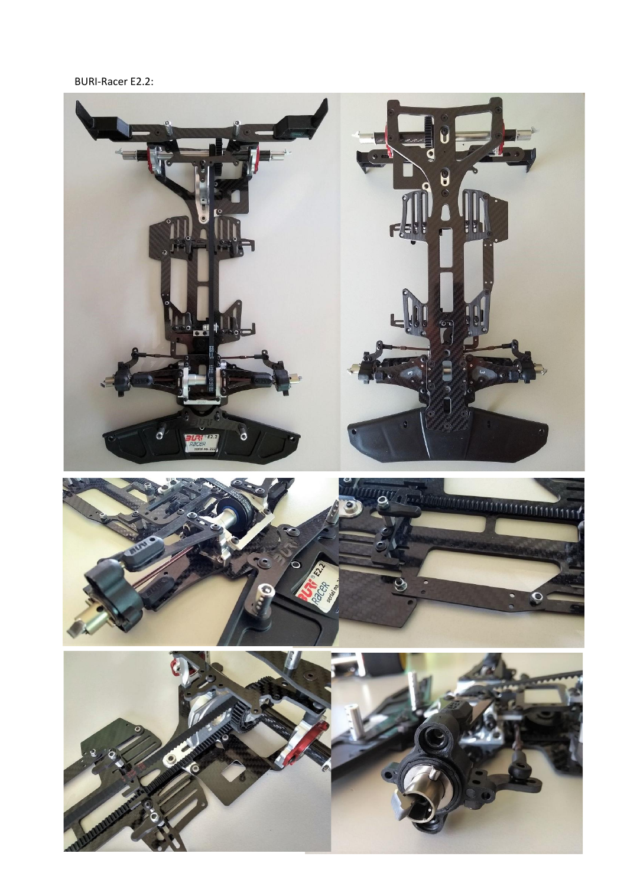BURI-Racer E2.2: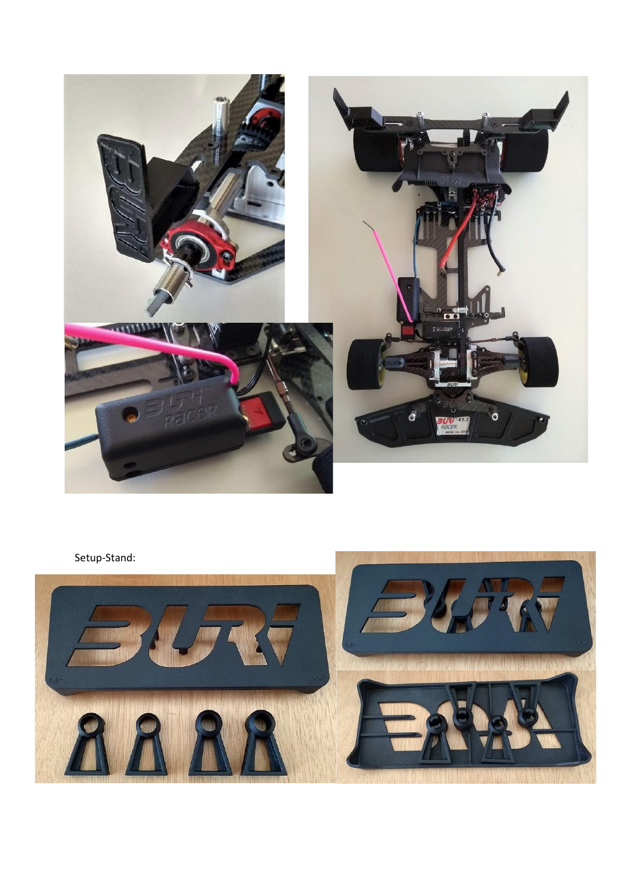Setup-Stand: